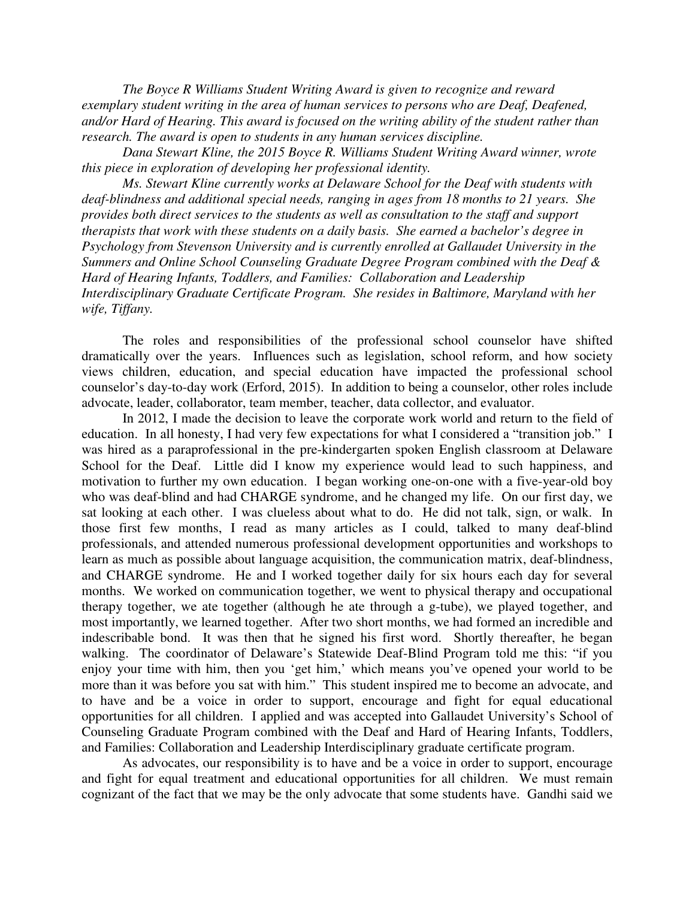*The Boyce R Williams Student Writing Award is given to recognize and reward exemplary student writing in the area of human services to persons who are Deaf, Deafened, and/or Hard of Hearing. This award is focused on the writing ability of the student rather than research. The award is open to students in any human services discipline.*

*Dana Stewart Kline, the 2015 Boyce R. Williams Student Writing Award winner, wrote this piece in exploration of developing her professional identity.*

*Ms. Stewart Kline currently works at Delaware School for the Deaf with students with deaf-blindness and additional special needs, ranging in ages from 18 months to 21 years. She provides both direct services to the students as well as consultation to the staff and support therapists that work with these students on a daily basis. She earned a bachelor's degree in Psychology from Stevenson University and is currently enrolled at Gallaudet University in the Summers and Online School Counseling Graduate Degree Program combined with the Deaf & Hard of Hearing Infants, Toddlers, and Families: Collaboration and Leadership Interdisciplinary Graduate Certificate Program. She resides in Baltimore, Maryland with her wife, Tiffany.*

The roles and responsibilities of the professional school counselor have shifted dramatically over the years. Influences such as legislation, school reform, and how society views children, education, and special education have impacted the professional school counselor's day-to-day work (Erford, 2015). In addition to being a counselor, other roles include advocate, leader, collaborator, team member, teacher, data collector, and evaluator.

In 2012, I made the decision to leave the corporate work world and return to the field of education. In all honesty, I had very few expectations for what I considered a "transition job." I was hired as a paraprofessional in the pre-kindergarten spoken English classroom at Delaware School for the Deaf. Little did I know my experience would lead to such happiness, and motivation to further my own education. I began working one-on-one with a five-year-old boy who was deaf-blind and had CHARGE syndrome, and he changed my life. On our first day, we sat looking at each other. I was clueless about what to do. He did not talk, sign, or walk. In those first few months, I read as many articles as I could, talked to many deaf-blind professionals, and attended numerous professional development opportunities and workshops to learn as much as possible about language acquisition, the communication matrix, deaf-blindness, and CHARGE syndrome. He and I worked together daily for six hours each day for several months. We worked on communication together, we went to physical therapy and occupational therapy together, we ate together (although he ate through a g-tube), we played together, and most importantly, we learned together. After two short months, we had formed an incredible and indescribable bond. It was then that he signed his first word. Shortly thereafter, he began walking. The coordinator of Delaware's Statewide Deaf-Blind Program told me this: "if you enjoy your time with him, then you 'get him,' which means you've opened your world to be more than it was before you sat with him." This student inspired me to become an advocate, and to have and be a voice in order to support, encourage and fight for equal educational opportunities for all children. I applied and was accepted into Gallaudet University's School of Counseling Graduate Program combined with the Deaf and Hard of Hearing Infants, Toddlers, and Families: Collaboration and Leadership Interdisciplinary graduate certificate program.

As advocates, our responsibility is to have and be a voice in order to support, encourage and fight for equal treatment and educational opportunities for all children. We must remain cognizant of the fact that we may be the only advocate that some students have. Gandhi said we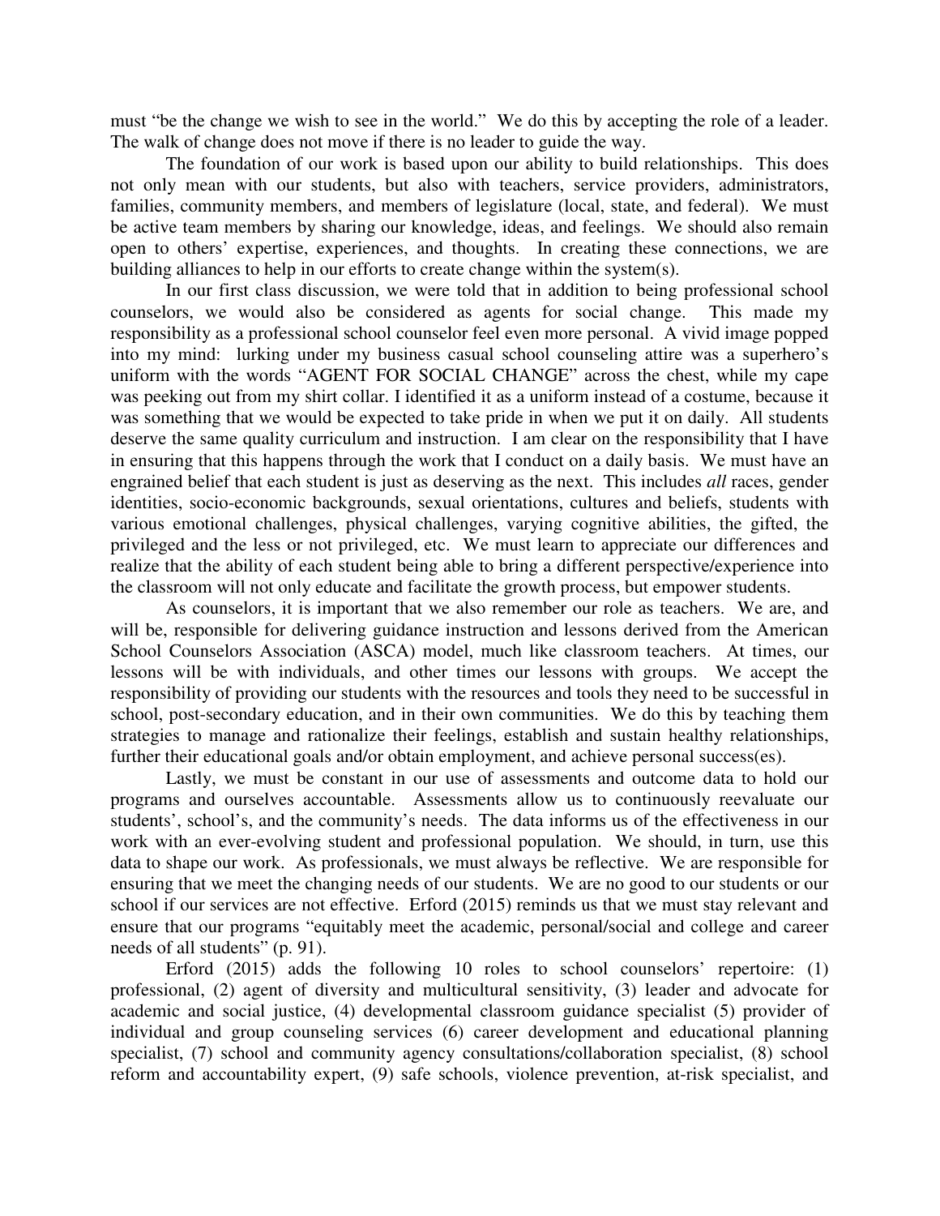must "be the change we wish to see in the world." We do this by accepting the role of a leader. The walk of change does not move if there is no leader to guide the way.

The foundation of our work is based upon our ability to build relationships. This does not only mean with our students, but also with teachers, service providers, administrators, families, community members, and members of legislature (local, state, and federal). We must be active team members by sharing our knowledge, ideas, and feelings. We should also remain open to others' expertise, experiences, and thoughts. In creating these connections, we are building alliances to help in our efforts to create change within the system(s).

In our first class discussion, we were told that in addition to being professional school counselors, we would also be considered as agents for social change. This made my responsibility as a professional school counselor feel even more personal. A vivid image popped into my mind: lurking under my business casual school counseling attire was a superhero's uniform with the words "AGENT FOR SOCIAL CHANGE" across the chest, while my cape was peeking out from my shirt collar. I identified it as a uniform instead of a costume, because it was something that we would be expected to take pride in when we put it on daily. All students deserve the same quality curriculum and instruction. I am clear on the responsibility that I have in ensuring that this happens through the work that I conduct on a daily basis. We must have an engrained belief that each student is just as deserving as the next. This includes *all* races, gender identities, socio-economic backgrounds, sexual orientations, cultures and beliefs, students with various emotional challenges, physical challenges, varying cognitive abilities, the gifted, the privileged and the less or not privileged, etc. We must learn to appreciate our differences and realize that the ability of each student being able to bring a different perspective/experience into the classroom will not only educate and facilitate the growth process, but empower students.

As counselors, it is important that we also remember our role as teachers. We are, and will be, responsible for delivering guidance instruction and lessons derived from the American School Counselors Association (ASCA) model, much like classroom teachers. At times, our lessons will be with individuals, and other times our lessons with groups. We accept the responsibility of providing our students with the resources and tools they need to be successful in school, post-secondary education, and in their own communities. We do this by teaching them strategies to manage and rationalize their feelings, establish and sustain healthy relationships, further their educational goals and/or obtain employment, and achieve personal success(es).

Lastly, we must be constant in our use of assessments and outcome data to hold our programs and ourselves accountable. Assessments allow us to continuously reevaluate our students', school's, and the community's needs. The data informs us of the effectiveness in our work with an ever-evolving student and professional population. We should, in turn, use this data to shape our work. As professionals, we must always be reflective. We are responsible for ensuring that we meet the changing needs of our students. We are no good to our students or our school if our services are not effective. Erford (2015) reminds us that we must stay relevant and ensure that our programs "equitably meet the academic, personal/social and college and career needs of all students" (p. 91).

Erford (2015) adds the following 10 roles to school counselors' repertoire: (1) professional, (2) agent of diversity and multicultural sensitivity, (3) leader and advocate for academic and social justice, (4) developmental classroom guidance specialist (5) provider of individual and group counseling services (6) career development and educational planning specialist, (7) school and community agency consultations/collaboration specialist, (8) school reform and accountability expert, (9) safe schools, violence prevention, at-risk specialist, and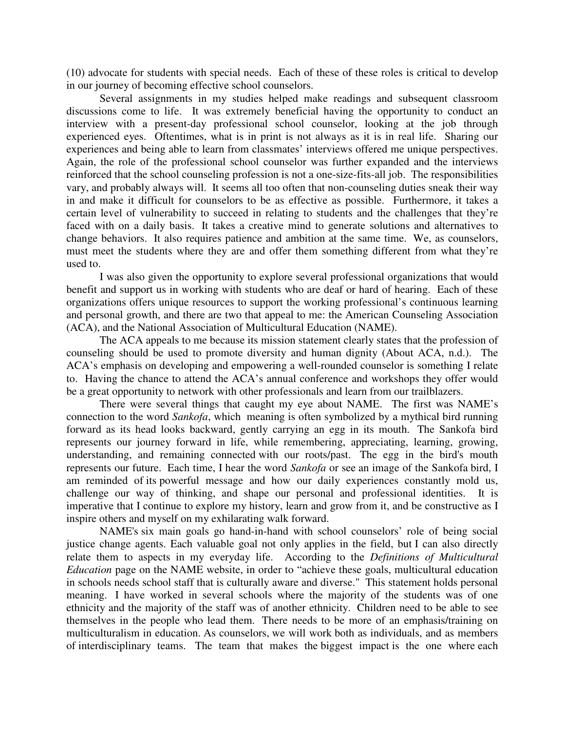(10) advocate for students with special needs. Each of these of these roles is critical to develop in our journey of becoming effective school counselors.

Several assignments in my studies helped make readings and subsequent classroom discussions come to life. It was extremely beneficial having the opportunity to conduct an interview with a present-day professional school counselor, looking at the job through experienced eyes. Oftentimes, what is in print is not always as it is in real life. Sharing our experiences and being able to learn from classmates' interviews offered me unique perspectives. Again, the role of the professional school counselor was further expanded and the interviews reinforced that the school counseling profession is not a one-size-fits-all job. The responsibilities vary, and probably always will. It seems all too often that non-counseling duties sneak their way in and make it difficult for counselors to be as effective as possible. Furthermore, it takes a certain level of vulnerability to succeed in relating to students and the challenges that they're faced with on a daily basis. It takes a creative mind to generate solutions and alternatives to change behaviors. It also requires patience and ambition at the same time. We, as counselors, must meet the students where they are and offer them something different from what they're used to.

I was also given the opportunity to explore several professional organizations that would benefit and support us in working with students who are deaf or hard of hearing. Each of these organizations offers unique resources to support the working professional's continuous learning and personal growth, and there are two that appeal to me: the American Counseling Association (ACA), and the National Association of Multicultural Education (NAME).

The ACA appeals to me because its mission statement clearly states that the profession of counseling should be used to promote diversity and human dignity (About ACA, n.d.). The ACA's emphasis on developing and empowering a well-rounded counselor is something I relate to. Having the chance to attend the ACA's annual conference and workshops they offer would be a great opportunity to network with other professionals and learn from our trailblazers.

There were several things that caught my eye about NAME. The first was NAME's connection to the word *Sankofa*, which meaning is often symbolized by a mythical bird running forward as its head looks backward, gently carrying an egg in its mouth. The Sankofa bird represents our journey forward in life, while remembering, appreciating, learning, growing, understanding, and remaining connected with our roots/past. The egg in the bird's mouth represents our future. Each time, I hear the word *Sankofa* or see an image of the Sankofa bird, I am reminded of its powerful message and how our daily experiences constantly mold us, challenge our way of thinking, and shape our personal and professional identities. It is imperative that I continue to explore my history, learn and grow from it, and be constructive as I inspire others and myself on my exhilarating walk forward.

NAME's six main goals go hand-in-hand with school counselors' role of being social justice change agents. Each valuable goal not only applies in the field, but I can also directly relate them to aspects in my everyday life. According to the *Definitions of Multicultural Education* page on the NAME website, in order to "achieve these goals, multicultural education in schools needs school staff that is culturally aware and diverse." This statement holds personal meaning. I have worked in several schools where the majority of the students was of one ethnicity and the majority of the staff was of another ethnicity. Children need to be able to see themselves in the people who lead them. There needs to be more of an emphasis/training on multiculturalism in education. As counselors, we will work both as individuals, and as members of interdisciplinary teams. The team that makes the biggest impact is the one where each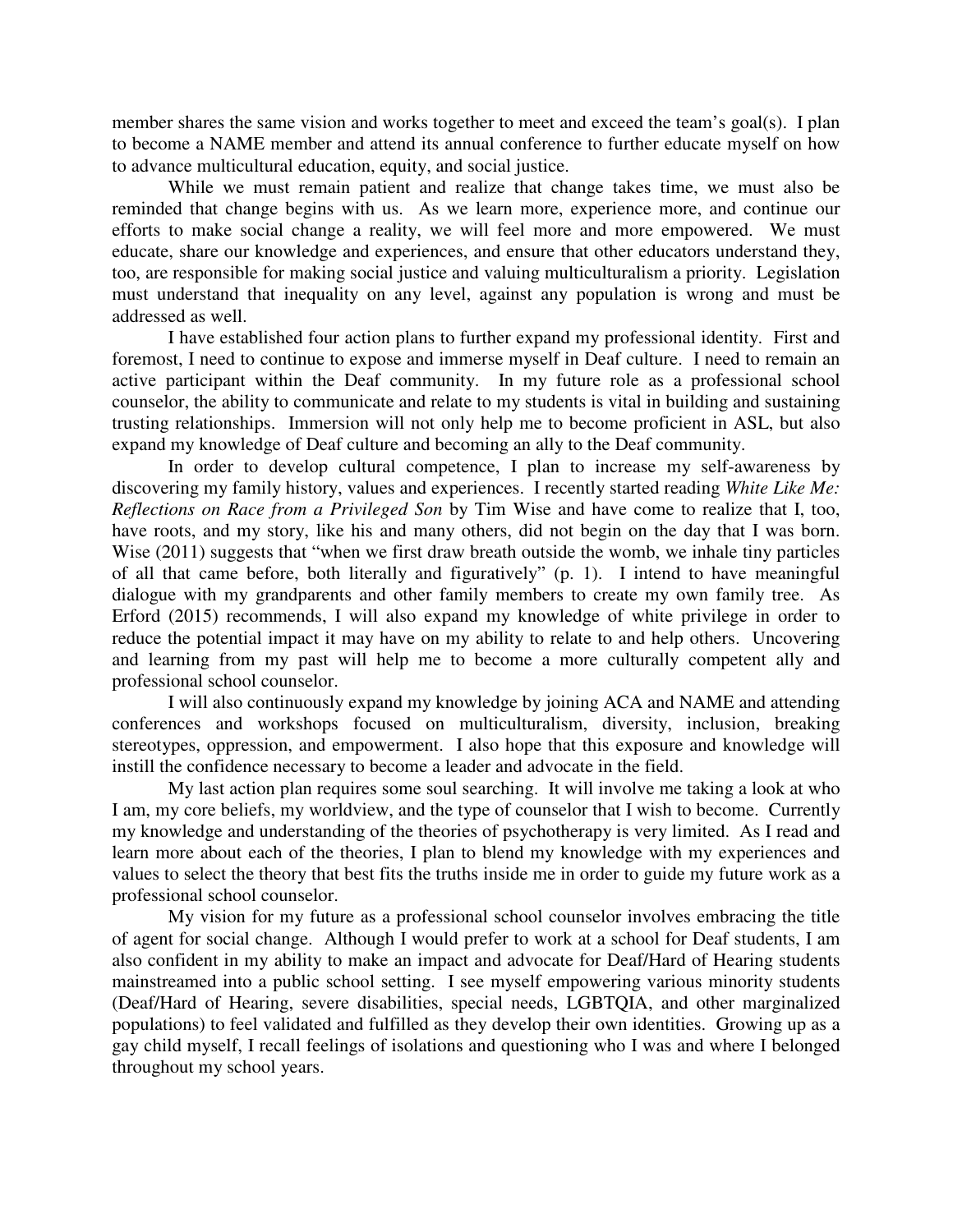member shares the same vision and works together to meet and exceed the team's goal(s). I plan to become a NAME member and attend its annual conference to further educate myself on how to advance multicultural education, equity, and social justice.

While we must remain patient and realize that change takes time, we must also be reminded that change begins with us. As we learn more, experience more, and continue our efforts to make social change a reality, we will feel more and more empowered. We must educate, share our knowledge and experiences, and ensure that other educators understand they, too, are responsible for making social justice and valuing multiculturalism a priority. Legislation must understand that inequality on any level, against any population is wrong and must be addressed as well.

I have established four action plans to further expand my professional identity. First and foremost, I need to continue to expose and immerse myself in Deaf culture. I need to remain an active participant within the Deaf community. In my future role as a professional school counselor, the ability to communicate and relate to my students is vital in building and sustaining trusting relationships. Immersion will not only help me to become proficient in ASL, but also expand my knowledge of Deaf culture and becoming an ally to the Deaf community.

In order to develop cultural competence, I plan to increase my self-awareness by discovering my family history, values and experiences. I recently started reading *White Like Me: Reflections on Race from a Privileged Son* by Tim Wise and have come to realize that I, too, have roots, and my story, like his and many others, did not begin on the day that I was born. Wise (2011) suggests that "when we first draw breath outside the womb, we inhale tiny particles of all that came before, both literally and figuratively" (p. 1). I intend to have meaningful dialogue with my grandparents and other family members to create my own family tree. As Erford (2015) recommends, I will also expand my knowledge of white privilege in order to reduce the potential impact it may have on my ability to relate to and help others. Uncovering and learning from my past will help me to become a more culturally competent ally and professional school counselor.

I will also continuously expand my knowledge by joining ACA and NAME and attending conferences and workshops focused on multiculturalism, diversity, inclusion, breaking stereotypes, oppression, and empowerment. I also hope that this exposure and knowledge will instill the confidence necessary to become a leader and advocate in the field.

My last action plan requires some soul searching. It will involve me taking a look at who I am, my core beliefs, my worldview, and the type of counselor that I wish to become. Currently my knowledge and understanding of the theories of psychotherapy is very limited. As I read and learn more about each of the theories, I plan to blend my knowledge with my experiences and values to select the theory that best fits the truths inside me in order to guide my future work as a professional school counselor.

My vision for my future as a professional school counselor involves embracing the title of agent for social change. Although I would prefer to work at a school for Deaf students, I am also confident in my ability to make an impact and advocate for Deaf/Hard of Hearing students mainstreamed into a public school setting. I see myself empowering various minority students (Deaf/Hard of Hearing, severe disabilities, special needs, LGBTQIA, and other marginalized populations) to feel validated and fulfilled as they develop their own identities. Growing up as a gay child myself, I recall feelings of isolations and questioning who I was and where I belonged throughout my school years.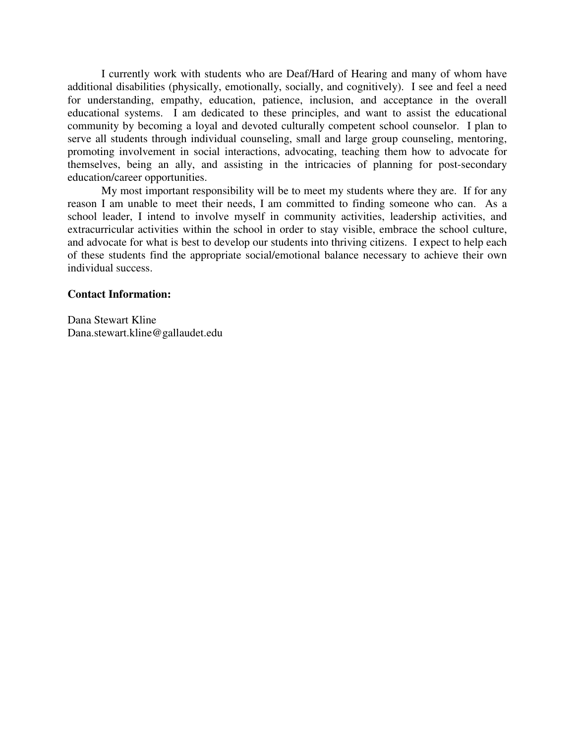I currently work with students who are Deaf/Hard of Hearing and many of whom have additional disabilities (physically, emotionally, socially, and cognitively). I see and feel a need for understanding, empathy, education, patience, inclusion, and acceptance in the overall educational systems. I am dedicated to these principles, and want to assist the educational community by becoming a loyal and devoted culturally competent school counselor. I plan to serve all students through individual counseling, small and large group counseling, mentoring, promoting involvement in social interactions, advocating, teaching them how to advocate for themselves, being an ally, and assisting in the intricacies of planning for post-secondary education/career opportunities.

My most important responsibility will be to meet my students where they are. If for any reason I am unable to meet their needs, I am committed to finding someone who can. As a school leader, I intend to involve myself in community activities, leadership activities, and extracurricular activities within the school in order to stay visible, embrace the school culture, and advocate for what is best to develop our students into thriving citizens. I expect to help each of these students find the appropriate social/emotional balance necessary to achieve their own individual success.

**Contact Information:**

Dana Stewart Kline
Dana.stewart.kline@gallaudet.edu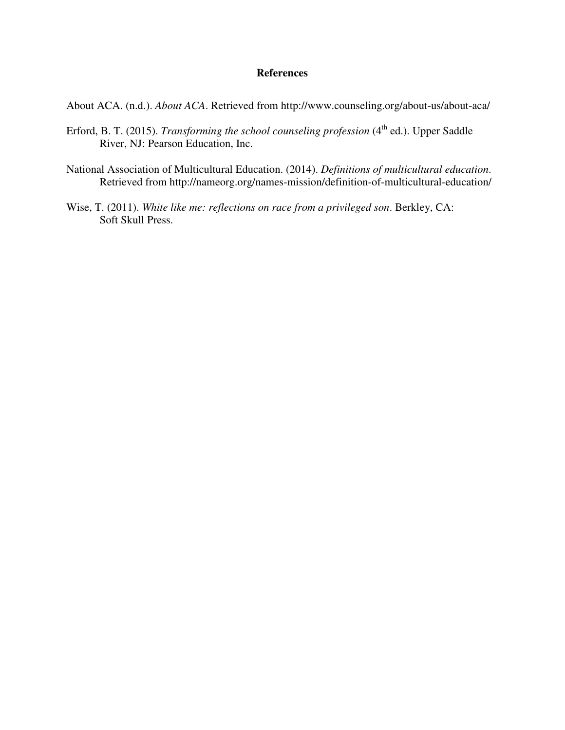## References

About ACA. (n.d.). *About ACA*. Retrieved from http://www.counseling.org/about-us/about-aca/

Erford, B. T. (2015). *Transforming the school counseling profession* (4th ed.). Upper Saddle River, NJ: Pearson Education, Inc.

National Association of Multicultural Education. (2014). *Definitions of multicultural education*. Retrieved from http://nameorg.org/names-mission/definition-of-multicultural-education/

Wise, T. (2011). *White like me: reflections on race from a privileged son*. Berkley, CA: Soft Skull Press.